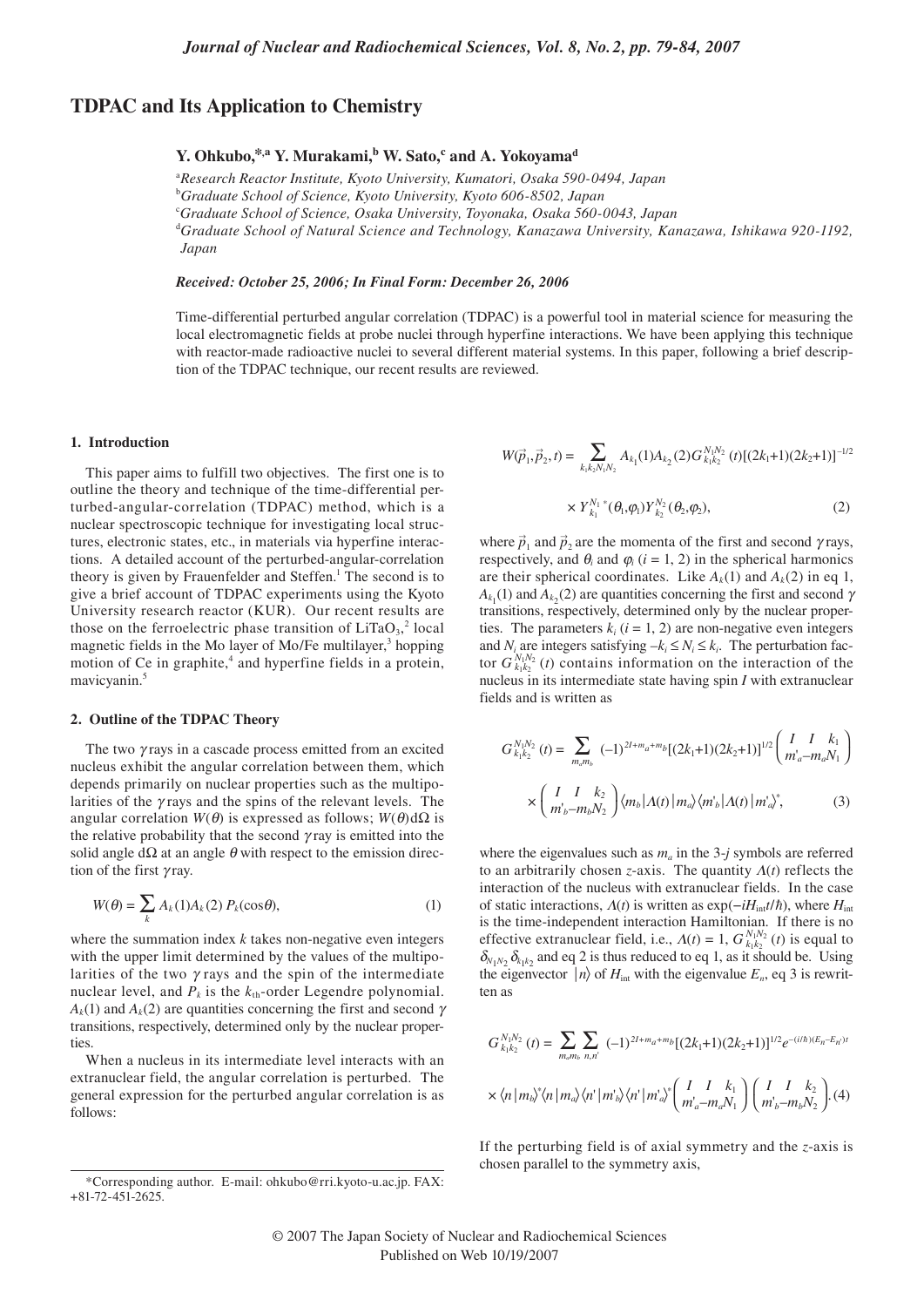# TDPAC and Its Application to Chemistry

**Y. Ohkubo,[*,a] Y. Murakami,[b] W. Sato,[c] and A. Yokoyama[d]**

[a]*Research Reactor Institute, Kyoto University, Kumatori, Osaka 590-0494, Japan*
[b]*Graduate School of Science, Kyoto University, Kyoto 606-8502, Japan*
[c]*Graduate School of Science, Osaka University, Toyonaka, Osaka 560-0043, Japan*
[d]*Graduate School of Natural Science and Technology, Kanazawa University, Kanazawa, Ishikawa 920-1192, Japan*

***Received: October 25, 2006; In Final Form: December 26, 2006***

Time-differential perturbed angular correlation (TDPAC) is a powerful tool in material science for measuring the local electromagnetic fields at probe nuclei through hyperfine interactions. We have been applying this technique with reactor-made radioactive nuclei to several different material systems. In this paper, following a brief description of the TDPAC technique, our recent results are reviewed.

## 1. Introduction

This paper aims to fulfill two objectives. The first one is to outline the theory and technique of the time-differential perturbed-angular-correlation (TDPAC) method, which is a nuclear spectroscopic technique for investigating local structures, electronic states, etc., in materials via hyperfine interactions. A detailed account of the perturbed-angular-correlation theory is given by Frauenfelder and Steffen.[1] The second is to give a brief account of TDPAC experiments using the Kyoto University research reactor (KUR). Our recent results are those on the ferroelectric phase transition of $LiTaO_3$,[2] local magnetic fields in the Mo layer of Mo/Fe multilayer,[3] hopping motion of Ce in graphite,[4] and hyperfine fields in a protein, mavicyanin.[5]

## 2. Outline of the TDPAC Theory

The two $\gamma$ rays in a cascade process emitted from an excited nucleus exhibit the angular correlation between them, which depends primarily on nuclear properties such as the multipolarities of the $\gamma$ rays and the spins of the relevant levels. The angular correlation $W(\theta)$ is expressed as follows; $W(\theta)d\Omega$ is the relative probability that the second $\gamma$ ray is emitted into the solid angle $d\Omega$ at an angle $\theta$ with respect to the emission direction of the first $\gamma$ ray.

$$W(\theta) = \sum_k A_k(1)A_k(2)\, P_k(\cos\theta), \tag{1}$$

where the summation index $k$ takes non-negative even integers with the upper limit determined by the values of the multipolarities of the two $\gamma$ rays and the spin of the intermediate nuclear level, and $P_k$ is the $k_{\mathrm{th}}$-order Legendre polynomial. $A_k(1)$ and $A_k(2)$ are quantities concerning the first and second $\gamma$ transitions, respectively, determined only by the nuclear properties.

When a nucleus in its intermediate level interacts with an extranuclear field, the angular correlation is perturbed. The general expression for the perturbed angular correlation is as follows:

$$W(\vec{p}_1, \vec{p}_2, t) = \sum_{k_1 k_2 N_1 N_2} A_{k_1}(1) A_{k_2}(2) G_{k_1 k_2}^{N_1 N_2}(t)[(2k_1+1)(2k_2+1)]^{-1/2}$$
$$\times Y_{k_1}^{N_1 *}(\theta_1, \varphi_1) Y_{k_2}^{N_2}(\theta_2, \varphi_2), \tag{2}$$

where $\vec{p}_1$ and $\vec{p}_2$ are the momenta of the first and second $\gamma$ rays, respectively, and $\theta_i$ and $\varphi_i$ ($i$ = 1, 2) in the spherical harmonics are their spherical coordinates. Like $A_k(1)$ and $A_k(2)$ in eq 1, $A_{k_1}(1)$ and $A_{k_2}(2)$ are quantities concerning the first and second $\gamma$ transitions, respectively, determined only by the nuclear properties. The parameters $k_i$ ($i$ = 1, 2) are non-negative even integers and $N_i$ are integers satisfying $-k_i \leq N_i \leq k_i$. The perturbation factor $G_{k_1 k_2}^{N_1 N_2}(t)$ contains information on the interaction of the nucleus in its intermediate state having spin $I$ with extranuclear fields and is written as

$$G_{k_1 k_2}^{N_1 N_2}(t) = \sum_{m_a m_b} (-1)^{2I+m_a+m_b}[(2k_1+1)(2k_2+1)]^{1/2} \begin{pmatrix} I & I & k_1 \\ m'_a & -m_a & N_1 \end{pmatrix}$$
$$\times \begin{pmatrix} I & I & k_2 \\ m'_b & -m_b & N_2 \end{pmatrix} \langle m_b|\Lambda(t)|m_a\rangle \langle m'_b|\Lambda(t)|m'_a\rangle^*, \tag{3}$$

where the eigenvalues such as $m_a$ in the 3-$j$ symbols are referred to an arbitrarily chosen $z$-axis. The quantity $\Lambda(t)$ reflects the interaction of the nucleus with extranuclear fields. In the case of static interactions, $\Lambda(t)$ is written as $\exp(-iH_{\mathrm{int}}t/\hbar)$, where $H_{\mathrm{int}}$ is the time-independent interaction Hamiltonian. If there is no effective extranuclear field, i.e., $\Lambda(t) = 1$, $G_{k_1 k_2}^{N_1 N_2}(t)$ is equal to $\delta_{N_1 N_2}\delta_{k_1 k_2}$ and eq 2 is thus reduced to eq 1, as it should be. Using the eigenvector $|n\rangle$ of $H_{\mathrm{int}}$ with the eigenvalue $E_n$, eq 3 is rewritten as

$$G_{k_1 k_2}^{N_1 N_2}(t) = \sum_{m_a m_b} \sum_{n, n'} (-1)^{2I+m_a+m_b}[(2k_1+1)(2k_2+1)]^{1/2} e^{-(i/\hbar)(E_n - E_{n'})t}$$
$$\times \langle n|m_b\rangle^* \langle n|m_a\rangle \langle n'|m'_b\rangle \langle n'|m'_a\rangle^* \begin{pmatrix} I & I & k_1 \\ m'_a & -m_a & N_1 \end{pmatrix} \begin{pmatrix} I & I & k_2 \\ m'_b & -m_b & N_2 \end{pmatrix}. \tag{4}$$

If the perturbing field is of axial symmetry and the $z$-axis is chosen parallel to the symmetry axis,

*Corresponding author. E-mail: ohkubo@rri.kyoto-u.ac.jp. FAX: +81-72-451-2625.

© 2007 The Japan Society of Nuclear and Radiochemical Sciences
Published on Web 10/19/2007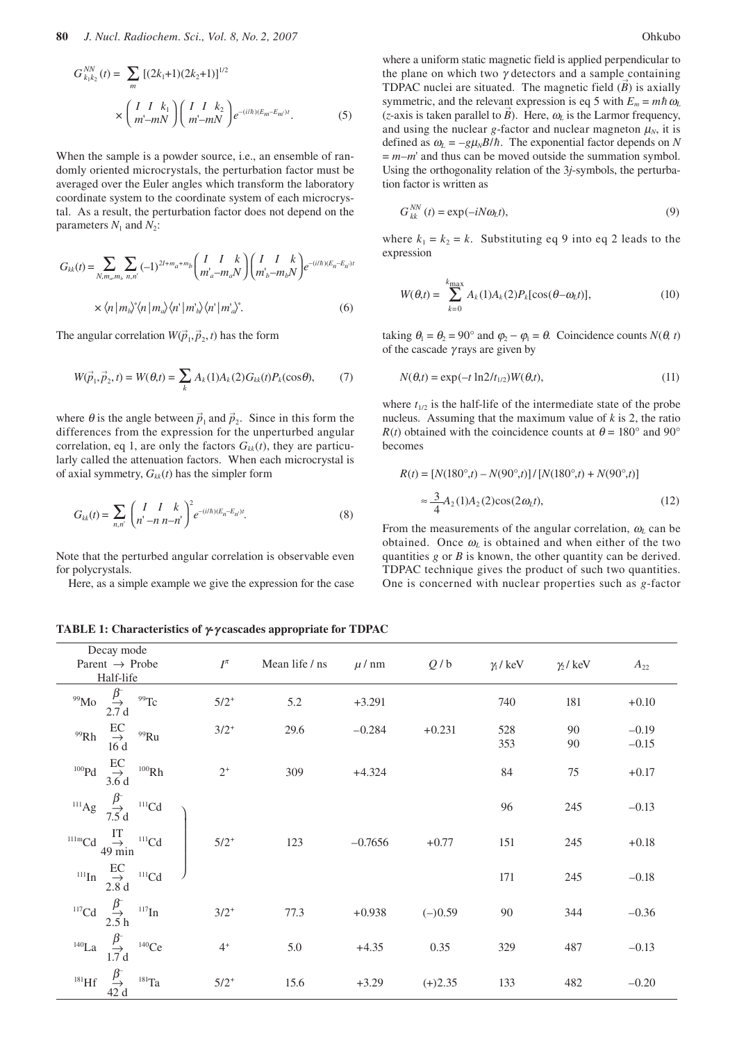$$G_{k_1k_2}^{NN}(t) = \sum_{m} [(2k_1+1)(2k_2+1)]^{1/2} \times \begin{pmatrix} I & I & k_1 \\ m' & -m & N \end{pmatrix} \begin{pmatrix} I & I & k_2 \\ m' & -m & N \end{pmatrix} e^{-(i/\hbar)(E_m - E_{m'})t}. \quad (5)$$

When the sample is a powder source, i.e., an ensemble of randomly oriented microcrystals, the perturbation factor must be averaged over the Euler angles which transform the laboratory coordinate system to the coordinate system of each microcrystal. As a result, the perturbation factor does not depend on the parameters $N_1$ and $N_2$:

$$G_{kk}(t) = \sum_{N,m_a,m_b} \sum_{n,n'} (-1)^{2I+m_a+m_b} \begin{pmatrix} I & I & k \\ m'_a & -m_a & N \end{pmatrix} \begin{pmatrix} I & I & k \\ m'_b & -m_b & N \end{pmatrix} e^{-(i/\hbar)(E_n - E_{n'})t} \times \langle n | m_b \rangle^* \langle n | m_a \rangle \langle n' | m'_b \rangle \langle n' | m'_a \rangle^*. \quad (6)$$

The angular correlation $W(\vec{p}_1, \vec{p}_2, t)$ has the form

$$W(\vec{p}_1, \vec{p}_2, t) = W(\theta, t) = \sum_k A_k(1) A_k(2) G_{kk}(t) P_k(\cos\theta), \quad (7)$$

where $\theta$ is the angle between $\vec{p}_1$ and $\vec{p}_2$. Since in this form the differences from the expression for the unperturbed angular correlation, eq 1, are only the factors $G_{kk}(t)$, they are particularly called the attenuation factors. When each microcrystal is of axial symmetry, $G_{kk}(t)$ has the simpler form

$$G_{kk}(t) = \sum_{n,n'} \begin{pmatrix} I & I & k \\ n' & -n & n-n' \end{pmatrix}^2 e^{-(i/\hbar)(E_n - E_{n'})t}. \quad (8)$$

Note that the perturbed angular correlation is observable even for polycrystals.

Here, as a simple example we give the expression for the case where a uniform static magnetic field is applied perpendicular to the plane on which two $\gamma$ detectors and a sample containing TDPAC nuclei are situated. The magnetic field ($\vec{B}$) is axially symmetric, and the relevant expression is eq 5 with $E_m = m\hbar\omega_L$ ($z$-axis is taken parallel to $\vec{B}$). Here, $\omega_L$ is the Larmor frequency, and using the nuclear $g$-factor and nuclear magneton $\mu_N$, it is defined as $\omega_L = -g\mu_N B/\hbar$. The exponential factor depends on $N = m - m'$ and thus can be moved outside the summation symbol. Using the orthogonality relation of the 3$j$-symbols, the perturbation factor is written as

$$G_{kk}^{NN}(t) = \exp(-iN\omega_L t), \quad (9)$$

where $k_1 = k_2 = k$. Substituting eq 9 into eq 2 leads to the expression

$$W(\theta, t) = \sum_{k=0}^{k_{\max}} A_k(1) A_k(2) P_k[\cos(\theta - \omega_L t)], \quad (10)$$

taking $\theta_1 = \theta_2 = 90°$ and $\varphi_2 - \varphi_1 = \theta$. Coincidence counts $N(\theta, t)$ of the cascade $\gamma$ rays are given by

$$N(\theta, t) = \exp(-t \ln 2/t_{1/2}) W(\theta, t), \quad (11)$$

where $t_{1/2}$ is the half-life of the intermediate state of the probe nucleus. Assuming that the maximum value of $k$ is 2, the ratio $R(t)$ obtained with the coincidence counts at $\theta = 180°$ and $90°$ becomes

$$R(t) = [N(180°, t) - N(90°, t)] / [N(180°, t) + N(90°, t)] \approx \frac{3}{4} A_2(1) A_2(2) \cos(2\omega_L t), \quad (12)$$

From the measurements of the angular correlation, $\omega_L$ can be obtained. Once $\omega_L$ is obtained and when either of the two quantities $g$ or $B$ is known, the other quantity can be derived. TDPAC technique gives the product of such two quantities. One is concerned with nuclear properties such as $g$-factor

**TABLE 1: Characteristics of $\gamma$-$\gamma$ cascades appropriate for TDPAC**

| Decay mode Parent → Probe Half-life | $I^\pi$ | Mean life / ns | $\mu$ / nm | $Q$ / b | $\gamma_1$ / keV | $\gamma_2$ / keV | $A_{22}$ |
|---|---|---|---|---|---|---|---|
| $^{99}$Mo $\xrightarrow[2.7\text{ d}]{\beta^-}$ $^{99}$Tc | $5/2^+$ | 5.2 | +3.291 | | 740 | 181 | +0.10 |
| $^{99}$Rh $\xrightarrow[16\text{ d}]{\text{EC}}$ $^{99}$Ru | $3/2^+$ | 29.6 | −0.284 | +0.231 | 528<br>353 | 90<br>90 | −0.19<br>−0.15 |
| $^{100}$Pd $\xrightarrow[3.6\text{ d}]{\text{EC}}$ $^{100}$Rh | $2^+$ | 309 | +4.324 | | 84 | 75 | +0.17 |
| $^{111}$Ag $\xrightarrow[7.5\text{ d}]{\beta^-}$ $^{111}$Cd | | | | | 96 | 245 | −0.13 |
| $^{111m}$Cd $\xrightarrow[49\text{ min}]{\text{IT}}$ $^{111}$Cd | $5/2^+$ | 123 | −0.7656 | +0.77 | 151 | 245 | +0.18 |
| $^{111}$In $\xrightarrow[2.8\text{ d}]{\text{EC}}$ $^{111}$Cd | | | | | 171 | 245 | −0.18 |
| $^{117}$Cd $\xrightarrow[2.5\text{ h}]{\beta^-}$ $^{117}$In | $3/2^+$ | 77.3 | +0.938 | (−)0.59 | 90 | 344 | −0.36 |
| $^{140}$La $\xrightarrow[1.7\text{ d}]{\beta^-}$ $^{140}$Ce | $4^+$ | 5.0 | +4.35 | 0.35 | 329 | 487 | −0.13 |
| $^{181}$Hf $\xrightarrow[42\text{ d}]{\beta^-}$ $^{181}$Ta | $5/2^+$ | 15.6 | +3.29 | (+)2.35 | 133 | 482 | −0.20 |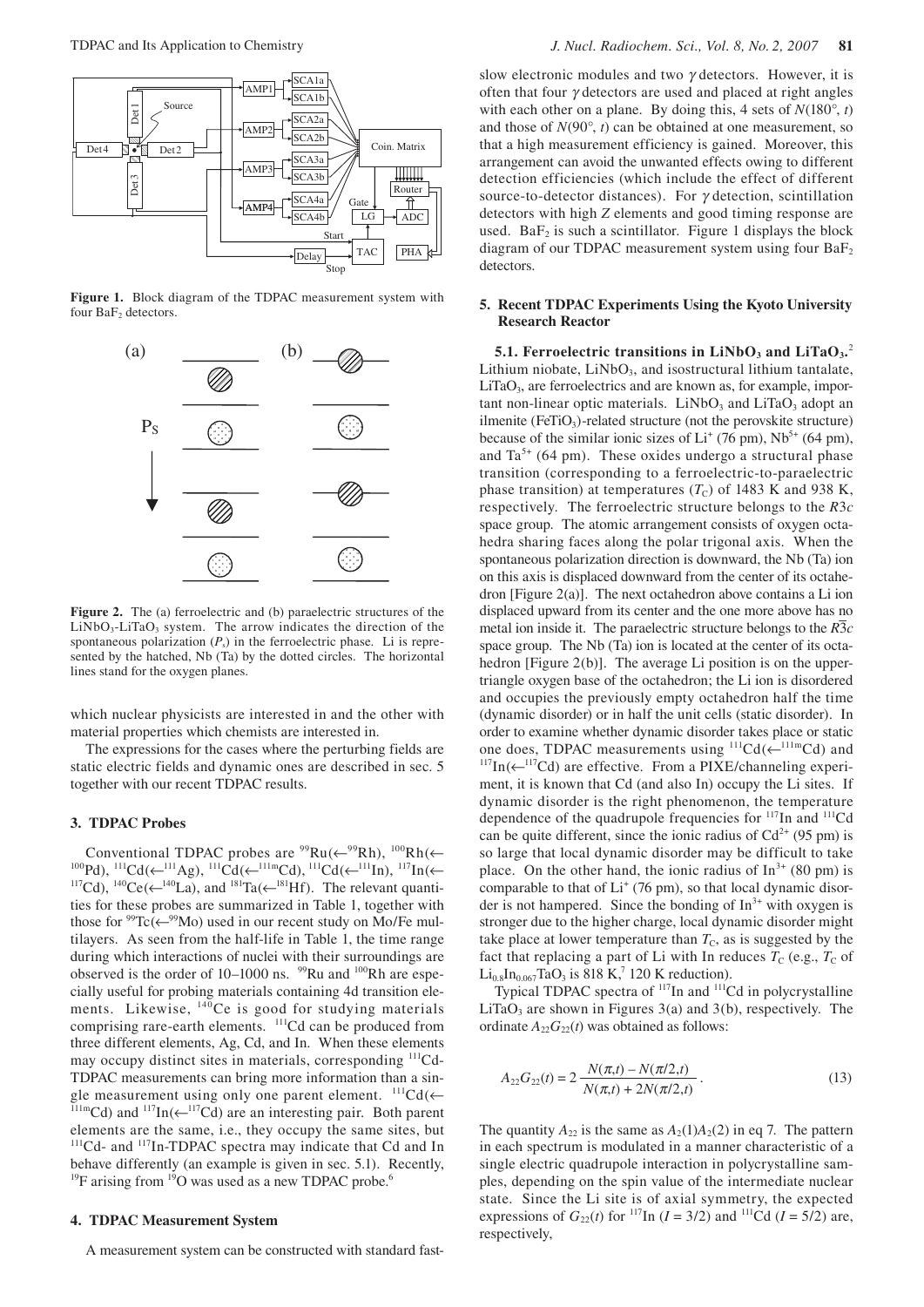Figure 1. Block diagram of the TDPAC measurement system with four $BaF_2$ detectors.

Figure 2. The (a) ferroelectric and (b) paraelectric structures of the $LiNbO_3$-$LiTaO_3$ system. The arrow indicates the direction of the spontaneous polarization ($P_s$) in the ferroelectric phase. Li is represented by the hatched, Nb (Ta) by the dotted circles. The horizontal lines stand for the oxygen planes.

which nuclear physicists are interested in and the other with material properties which chemists are interested in.

The expressions for the cases where the perturbing fields are static electric fields and dynamic ones are described in sec. 5 together with our recent TDPAC results.

### 3. TDPAC Probes

Conventional TDPAC probes are $^{99}$Ru(←$^{99}$Rh), $^{100}$Rh(←$^{100}$Pd), $^{111}$Cd(←$^{111}$Ag), $^{111}$Cd(←$^{111m}$Cd), $^{111}$Cd(←$^{111}$In), $^{117}$In(←$^{117}$Cd), $^{140}$Ce(←$^{140}$La), and $^{181}$Ta(←$^{181}$Hf). The relevant quantities for these probes are summarized in Table 1, together with those for $^{99}$Tc(←$^{99}$Mo) used in our recent study on Mo/Fe multilayers. As seen from the half-life in Table 1, the time range during which interactions of nuclei with their surroundings are observed is the order of 10–1000 ns. $^{99}$Ru and $^{100}$Rh are especially useful for probing materials containing 4d transition elements. Likewise, $^{140}$Ce is good for studying materials comprising rare-earth elements. $^{111}$Cd can be produced from three different elements, Ag, Cd, and In. When these elements may occupy distinct sites in materials, corresponding $^{111}$Cd-TDPAC measurements can bring more information than a single measurement using only one parent element. $^{111}$Cd(←$^{111m}$Cd) and $^{117}$In(←$^{117}$Cd) are an interesting pair. Both parent elements are the same, i.e., they occupy the same sites, but $^{111}$Cd- and $^{117}$In-TDPAC spectra may indicate that Cd and In behave differently (an example is given in sec. 5.1). Recently, $^{19}$F arising from $^{19}$O was used as a new TDPAC probe.[6]

### 4. TDPAC Measurement System

A measurement system can be constructed with standard fast-slow electronic modules and two $\gamma$ detectors. However, it is often that four $\gamma$ detectors are used and placed at right angles with each other on a plane. By doing this, 4 sets of $N(180°, t)$ and those of $N(90°, t)$ can be obtained at one measurement, so that a high measurement efficiency is gained. Moreover, this arrangement can avoid the unwanted effects owing to different detection efficiencies (which include the effect of different source-to-detector distances). For $\gamma$ detection, scintillation detectors with high $Z$ elements and good timing response are used. $BaF_2$ is such a scintillator. Figure 1 displays the block diagram of our TDPAC measurement system using four $BaF_2$ detectors.

### 5. Recent TDPAC Experiments Using the Kyoto University Research Reactor

**5.1. Ferroelectric transitions in $LiNbO_3$ and $LiTaO_3$.**[2] Lithium niobate, $LiNbO_3$, and isostructural lithium tantalate, $LiTaO_3$, are ferroelectrics and are known as, for example, important non-linear optic materials. $LiNbO_3$ and $LiTaO_3$ adopt an ilmenite ($FeTiO_3$)-related structure (not the perovskite structure) because of the similar ionic sizes of $Li^+$ (76 pm), $Nb^{5+}$ (64 pm), and $Ta^{5+}$ (64 pm). These oxides undergo a structural phase transition (corresponding to a ferroelectric-to-paraelectric phase transition) at temperatures ($T_C$) of 1483 K and 938 K, respectively. The ferroelectric structure belongs to the $R3c$ space group. The atomic arrangement consists of oxygen octahedra sharing faces along the polar trigonal axis. When the spontaneous polarization direction is downward, the Nb (Ta) ion on this axis is displaced downward from the center of its octahedron [Figure 2(a)]. The next octahedron above contains a Li ion displaced upward from its center and the one more above has no metal ion inside it. The paraelectric structure belongs to the $R\bar{3}c$ space group. The Nb (Ta) ion is located at the center of its octahedron [Figure 2(b)]. The average Li position is on the upper-triangle oxygen base of the octahedron; the Li ion is disordered and occupies the previously empty octahedron half the time (dynamic disorder) or in half the unit cells (static disorder). In order to examine whether dynamic disorder takes place or static one does, TDPAC measurements using $^{111}$Cd(←$^{111m}$Cd) and $^{117}$In(←$^{117}$Cd) are effective. From a PIXE/channeling experiment, it is known that Cd (and also In) occupy the Li sites. If dynamic disorder is the right phenomenon, the temperature dependence of the quadrupole frequencies for $^{117}$In and $^{111}$Cd can be quite different, since the ionic radius of $Cd^{2+}$ (95 pm) is so large that local dynamic disorder may be difficult to take place. On the other hand, the ionic radius of $In^{3+}$ (80 pm) is comparable to that of $Li^+$ (76 pm), so that local dynamic disorder is not hampered. Since the bonding of $In^{3+}$ with oxygen is stronger due to the higher charge, local dynamic disorder might take place at lower temperature than $T_C$, as is suggested by the fact that replacing a part of Li with In reduces $T_C$ (e.g., $T_C$ of $Li_{0.8}In_{0.067}TaO_3$ is 818 K,[7] 120 K reduction).

Typical TDPAC spectra of $^{117}$In and $^{111}$Cd in polycrystalline $LiTaO_3$ are shown in Figures 3(a) and 3(b), respectively. The ordinate $A_{22}G_{22}(t)$ was obtained as follows:

$$A_{22}G_{22}(t) = 2\,\frac{N(\pi,t) - N(\pi/2,t)}{N(\pi,t) + 2N(\pi/2,t)}\,. \tag{13}$$

The quantity $A_{22}$ is the same as $A_2(1)A_2(2)$ in eq 7. The pattern in each spectrum is modulated in a manner characteristic of a single electric quadrupole interaction in polycrystalline samples, depending on the spin value of the intermediate nuclear state. Since the Li site is of axial symmetry, the expected expressions of $G_{22}(t)$ for $^{117}$In ($I = 3/2$) and $^{111}$Cd ($I = 5/2$) are, respectively,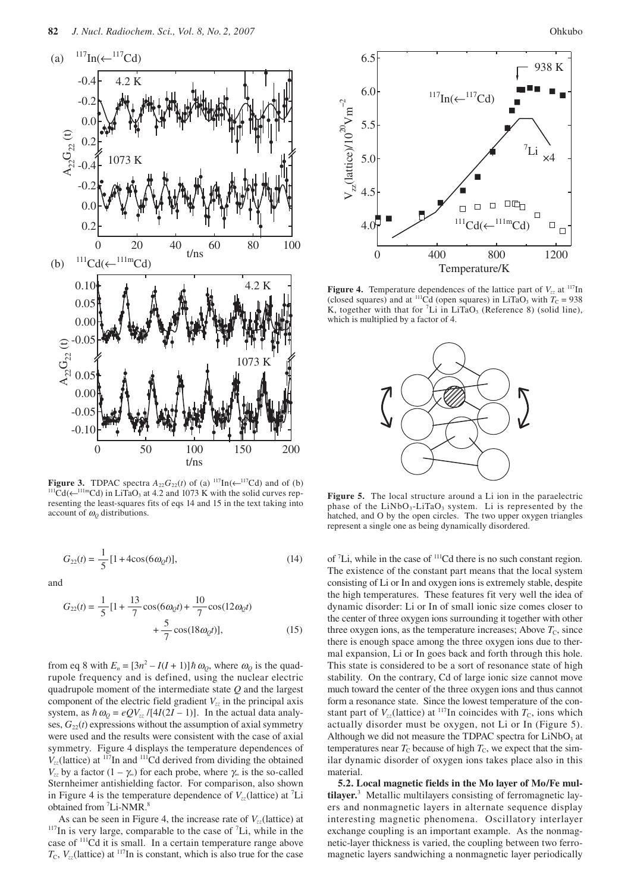(a) $^{117}$In($\leftarrow^{117}$Cd)

4.2 K

1073 K

$A_{22}G_{22}$ (t)

t/ns

(b) $^{111}$Cd($\leftarrow^{111m}$Cd)

4.2 K

1073 K

$A_{22}G_{22}$ (t)

t/ns

**Figure 3.** TDPAC spectra $A_{22}G_{22}(t)$ of (a) $^{117}$In($\leftarrow^{117}$Cd) and of (b) $^{111}$Cd($\leftarrow^{111m}$Cd) in $LiTaO_3$ at 4.2 and 1073 K with the solid curves representing the least-squares fits of eqs 14 and 15 in the text taking into account of $\omega_Q$ distributions.

$$G_{22}(t) = \frac{1}{5}\left[1 + 4\cos(6\omega_Q t)\right], \tag{14}$$

and

$$G_{22}(t) = \frac{1}{5}\left[1 + \frac{13}{7}\cos(6\omega_Q t) + \frac{10}{7}\cos(12\omega_Q t) + \frac{5}{7}\cos(18\omega_Q t)\right], \tag{15}$$

from eq 8 with $E_n = [3n^2 - I(I+1)]\hbar\,\omega_Q$, where $\omega_Q$ is the quadrupole frequency and is defined, using the nuclear electric quadrupole moment of the intermediate state $Q$ and the largest component of the electric field gradient $V_{zz}$ in the principal axis system, as $\hbar\,\omega_Q = eQV_{zz}/[4I(2I-1)]$. In the actual data analyses, $G_{22}(t)$ expressions without the assumption of axial symmetry were used and the results were consistent with the case of axial symmetry. Figure 4 displays the temperature dependences of $V_{zz}$(lattice) at $^{117}$In and $^{111}$Cd derived from dividing the obtained $V_{zz}$ by a factor $(1 - \gamma_\infty)$ for each probe, where $\gamma_\infty$ is the so-called Sternheimer antishielding factor. For comparison, also shown in Figure 4 is the temperature dependence of $V_{zz}$(lattice) at $^7$Li obtained from $^7$Li-NMR.[8]

As can be seen in Figure 4, the increase rate of $V_{zz}$(lattice) at $^{117}$In is very large, comparable to the case of $^7$Li, while in the case of $^{111}$Cd it is small. In a certain temperature range above $T_C$, $V_{zz}$(lattice) at $^{117}$In is constant, which is also true for the case of $^7$Li, while in the case of $^{111}$Cd there is no such constant region. The existence of the constant part means that the local system consisting of Li or In and oxygen ions is extremely stable, despite the high temperatures. These features fit very well the idea of dynamic disorder: Li or In of small ionic size comes closer to the center of three oxygen ions surrounding it together with other three oxygen ions, as the temperature increases; Above $T_C$, since there is enough space among the three oxygen ions due to thermal expansion, Li or In goes back and forth through this hole. This state is considered to be a sort of resonance state of high stability. On the contrary, Cd of large ionic size cannot move much toward the center of the three oxygen ions and thus cannot form a resonance state. Since the lowest temperature of the constant part of $V_{zz}$(lattice) at $^{117}$In coincides with $T_C$, ions which actually disorder must be oxygen, not Li or In (Figure 5). Although we did not measure the TDPAC spectra for $LiNbO_3$ at temperatures near $T_C$ because of high $T_C$, we expect that the similar dynamic disorder of oxygen ions takes place also in this material.

$V_{zz}$(lattice)/$10^{20}$Vm$^{-2}$

938 K

$^{117}$In($\leftarrow^{117}$Cd)

$^7$Li ×4

$^{111}$Cd($\leftarrow^{111m}$Cd)

Temperature/K

**Figure 4.** Temperature dependences of the lattice part of $V_{zz}$ at $^{117}$In (closed squares) and at $^{111}$Cd (open squares) in $LiTaO_3$ with $T_C$ = 938 K, together with that for $^7$Li in $LiTaO_3$ (Reference 8) (solid line), which is multiplied by a factor of 4.

**Figure 5.** The local structure around a Li ion in the paraelectric phase of the $LiNbO_3$-$LiTaO_3$ system. Li is represented by the hatched, and O by the open circles. The two upper oxygen triangles represent a single one as being dynamically disordered.

**5.2. Local magnetic fields in the Mo layer of Mo/Fe multilayer.**[3] Metallic multilayers consisting of ferromagnetic layers and nonmagnetic layers in alternate sequence display interesting magnetic phenomena. Oscillatory interlayer exchange coupling is an important example. As the nonmagnetic-layer thickness is varied, the coupling between two ferromagnetic layers sandwiching a nonmagnetic layer periodically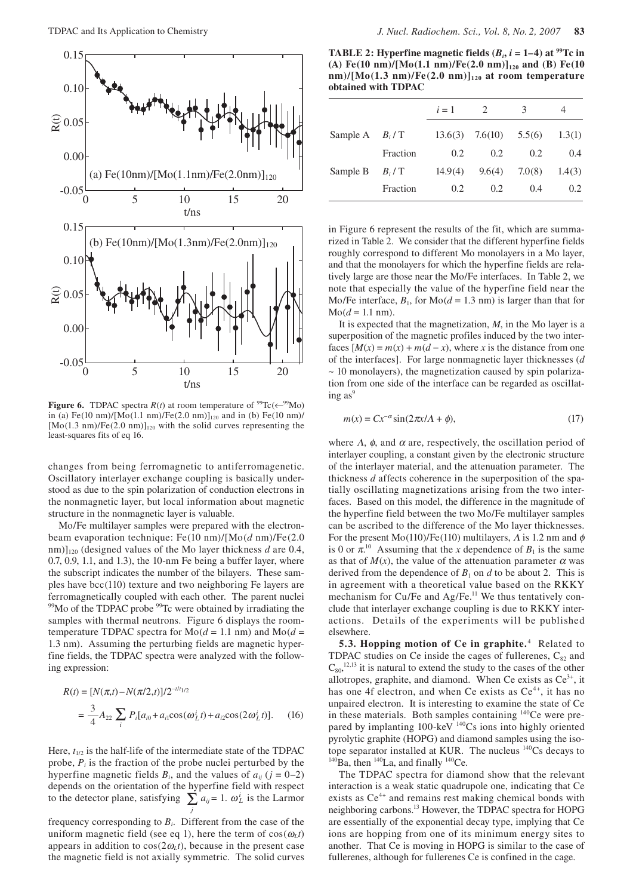0.15

0.10

R(t) 0.05

0.00

(a) Fe(10nm)/[Mo(1.1nm)/Fe(2.0nm)]$_{120}$

-0.05

0 5 10 15 20

t/ns

0.15

(b) Fe(10nm)/[Mo(1.3nm)/Fe(2.0nm)]$_{120}$

0.10

R(t) 0.05

0.00

-0.05

0 5 10 15 20

t/ns

**Figure 6.** TDPAC spectra $R(t)$ at room temperature of $^{99}$Tc($\leftarrow$$^{99}$Mo) in (a) Fe(10 nm)/[Mo(1.1 nm)/Fe(2.0 nm)]$_{120}$ and in (b) Fe(10 nm)/[Mo(1.3 nm)/Fe(2.0 nm)]$_{120}$ with the solid curves representing the least-squares fits of eq 16.

changes from being ferromagnetic to antiferromagenetic. Oscillatory interlayer exchange coupling is basically understood as due to the spin polarization of conduction electrons in the nonmagnetic layer, but local information about magnetic structure in the nonmagnetic layer is valuable.

Mo/Fe multilayer samples were prepared with the electron-beam evaporation technique: Fe(10 nm)/[Mo($d$ nm)/Fe(2.0 nm)]$_{120}$ (designed values of the Mo layer thickness $d$ are 0.4, 0.7, 0.9, 1.1, and 1.3), the 10-nm Fe being a buffer layer, where the subscript indicates the number of the bilayers. These samples have bcc(110) texture and two neighboring Fe layers are ferromagnetically coupled with each other. The parent nuclei $^{99}$Mo of the TDPAC probe $^{99}$Tc were obtained by irradiating the samples with thermal neutrons. Figure 6 displays the room-temperature TDPAC spectra for Mo($d$ = 1.1 nm) and Mo($d$ = 1.3 nm). Assuming the perturbing fields are magnetic hyperfine fields, the TDPAC spectra were analyzed with the following expression:

$$R(t) = [N(\pi,t) - N(\pi/2,t)]/2^{-t/t_{1/2}} = \frac{3}{4}A_{22}\sum_i P_i[a_{i0} + a_{i1}\cos(\omega_L^i t) + a_{i2}\cos(2\omega_L^i t)]. \quad (16)$$

Here, $t_{1/2}$ is the half-life of the intermediate state of the TDPAC probe, $P_i$ is the fraction of the probe nuclei perturbed by the hyperfine magnetic fields $B_i$, and the values of $a_{ij}$ ($j$ = 0–2) depends on the orientation of the hyperfine field with respect to the detector plane, satisfying $\sum_j a_{ij} = 1$. $\omega_L^i$ is the Larmor frequency corresponding to $B_i$. Different from the case of the uniform magnetic field (see eq 1), here the term of $\cos(\omega_L t)$ appears in addition to $\cos(2\omega_L t)$, because in the present case the magnetic field is not axially symmetric. The solid curves in Figure 6 represent the results of the fit, which are summarized in Table 2. We consider that the different hyperfine fields roughly correspond to different Mo monolayers in a Mo layer, and that the monolayers for which the hyperfine fields are relatively large are those near the Mo/Fe interfaces. In Table 2, we note that especially the value of the hyperfine field near the Mo/Fe interface, $B_1$, for Mo($d$ = 1.3 nm) is larger than that for Mo($d$ = 1.1 nm).

**TABLE 2: Hyperfine magnetic fields ($B_i$, $i$ = 1–4) at $^{99}$Tc in (A) Fe(10 nm)/[Mo(1.1 nm)/Fe(2.0 nm)]$_{120}$ and (B) Fe(10 nm)/[Mo(1.3 nm)/Fe(2.0 nm)]$_{120}$ at room temperature obtained with TDPAC**

| | | $i$ = 1 | 2 | 3 | 4 |
|---|---|---|---|---|---|
| Sample A | $B_i$ / T | 13.6(3) | 7.6(10) | 5.5(6) | 1.3(1) |
| | Fraction | 0.2 | 0.2 | 0.2 | 0.4 |
| Sample B | $B_i$ / T | 14.9(4) | 9.6(4) | 7.0(8) | 1.4(3) |
| | Fraction | 0.2 | 0.2 | 0.4 | 0.2 |

It is expected that the magnetization, $M$, in the Mo layer is a superposition of the magnetic profiles induced by the two interfaces [$M(x) = m(x) + m(d - x)$, where $x$ is the distance from one of the interfaces]. For large nonmagnetic layer thicknesses ($d$ ~ 10 monolayers), the magnetization caused by spin polarization from one side of the interface can be regarded as oscillating as[9]

$$m(x) = Cx^{-\alpha}\sin(2\pi x/\Lambda + \phi), \quad (17)$$

where $\Lambda$, $\phi$, and $\alpha$ are, respectively, the oscillation period of interlayer coupling, a constant given by the electronic structure of the interlayer material, and the attenuation parameter. The thickness $d$ affects coherence in the superposition of the spatially oscillating magnetizations arising from the two interfaces. Based on this model, the difference in the magnitude of the hyperfine field between the two Mo/Fe multilayer samples can be ascribed to the difference of the Mo layer thicknesses. For the present Mo(110)/Fe(110) multilayers, $\Lambda$ is 1.2 nm and $\phi$ is 0 or $\pi$.[10] Assuming that the $x$ dependence of $B_1$ is the same as that of $M(x)$, the value of the attenuation parameter $\alpha$ was derived from the dependence of $B_1$ on $d$ to be about 2. This is in agreement with a theoretical value based on the RKKY mechanism for Cu/Fe and Ag/Fe.[11] We thus tentatively conclude that interlayer exchange coupling is due to RKKY interactions. Details of the experiments will be published elsewhere.

**5.3. Hopping motion of Ce in graphite.**[4] Related to TDPAC studies on Ce inside the cages of fullerenes, $C_{82}$ and $C_{80}$,[12,13] it is natural to extend the study to the cases of the other allotropes, graphite, and diamond. When Ce exists as $Ce^{3+}$, it has one 4f electron, and when Ce exists as $Ce^{4+}$, it has no unpaired electron. It is interesting to examine the state of Ce in these materials. Both samples containing $^{140}$Ce were prepared by implanting 100-keV $^{140}$Cs ions into highly oriented pyrolytic graphite (HOPG) and diamond samples using the isotope separator installed at KUR. The nucleus $^{140}$Cs decays to $^{140}$Ba, then $^{140}$La, and finally $^{140}$Ce.

The TDPAC spectra for diamond show that the relevant interaction is a weak static quadrupole one, indicating that Ce exists as $Ce^{4+}$ and remains rest making chemical bonds with neighboring carbons.[13] However, the TDPAC spectra for HOPG are essentially of the exponential decay type, implying that Ce ions are hopping from one of its minimum energy sites to another. That Ce is moving in HOPG is similar to the case of fullerenes, although for fullerenes Ce is confined in the cage.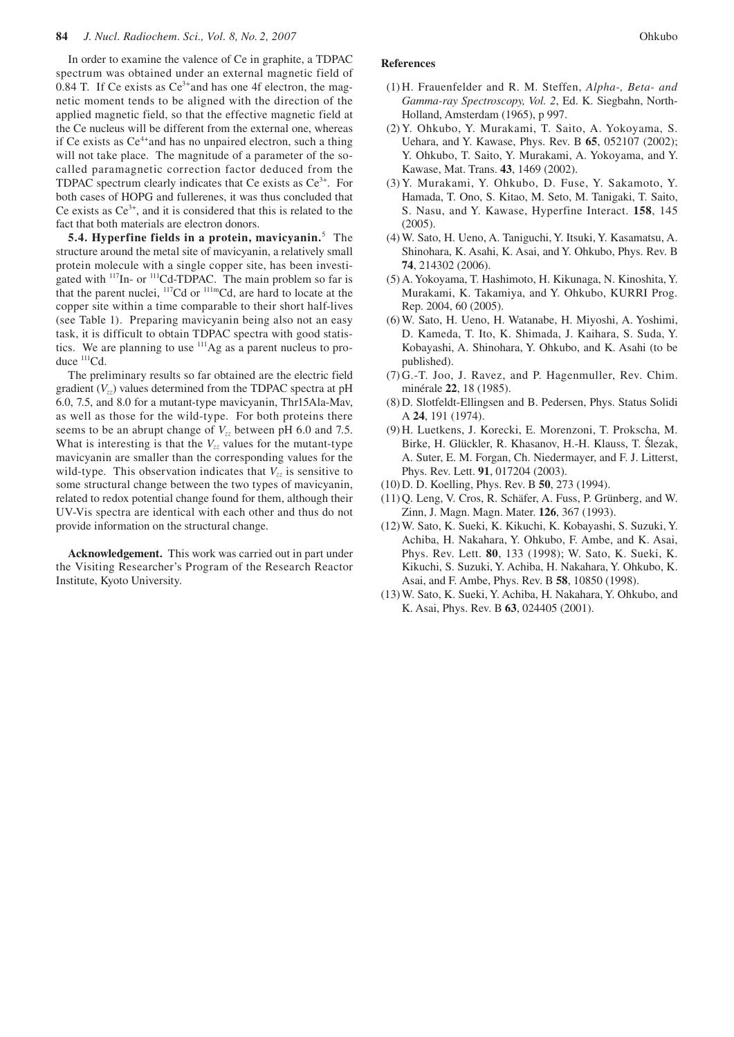In order to examine the valence of Ce in graphite, a TDPAC spectrum was obtained under an external magnetic field of 0.84 T. If Ce exists as $Ce^{3+}$and has one 4f electron, the magnetic moment tends to be aligned with the direction of the applied magnetic field, so that the effective magnetic field at the Ce nucleus will be different from the external one, whereas if Ce exists as $Ce^{4+}$and has no unpaired electron, such a thing will not take place. The magnitude of a parameter of the so-called paramagnetic correction factor deduced from the TDPAC spectrum clearly indicates that Ce exists as $Ce^{3+}$. For both cases of HOPG and fullerenes, it was thus concluded that Ce exists as $Ce^{3+}$, and it is considered that this is related to the fact that both materials are electron donors.

**5.4. Hyperfine fields in a protein, mavicyanin.**[5] The structure around the metal site of mavicyanin, a relatively small protein molecule with a single copper site, has been investigated with $^{117}$In- or $^{111}$Cd-TDPAC. The main problem so far is that the parent nuclei, $^{117}$Cd or $^{111m}$Cd, are hard to locate at the copper site within a time comparable to their short half-lives (see Table 1). Preparing mavicyanin being also not an easy task, it is difficult to obtain TDPAC spectra with good statistics. We are planning to use $^{111}$Ag as a parent nucleus to produce $^{111}$Cd.

The preliminary results so far obtained are the electric field gradient ($V_{zz}$) values determined from the TDPAC spectra at pH 6.0, 7.5, and 8.0 for a mutant-type mavicyanin, Thr15Ala-Mav, as well as those for the wild-type. For both proteins there seems to be an abrupt change of $V_{zz}$ between pH 6.0 and 7.5. What is interesting is that the $V_{zz}$ values for the mutant-type mavicyanin are smaller than the corresponding values for the wild-type. This observation indicates that $V_{zz}$ is sensitive to some structural change between the two types of mavicyanin, related to redox potential change found for them, although their UV-Vis spectra are identical with each other and thus do not provide information on the structural change.

**Acknowledgement.** This work was carried out in part under the Visiting Researcher's Program of the Research Reactor Institute, Kyoto University.

**References**

(1) H. Frauenfelder and R. M. Steffen, *Alpha-, Beta- and Gamma-ray Spectroscopy, Vol. 2*, Ed. K. Siegbahn, North-Holland, Amsterdam (1965), p 997.

(2) Y. Ohkubo, Y. Murakami, T. Saito, A. Yokoyama, S. Uehara, and Y. Kawase, Phys. Rev. B **65**, 052107 (2002); Y. Ohkubo, T. Saito, Y. Murakami, A. Yokoyama, and Y. Kawase, Mat. Trans. **43**, 1469 (2002).

(3) Y. Murakami, Y. Ohkubo, D. Fuse, Y. Sakamoto, Y. Hamada, T. Ono, S. Kitao, M. Seto, M. Tanigaki, T. Saito, S. Nasu, and Y. Kawase, Hyperfine Interact. **158**, 145 (2005).

(4) W. Sato, H. Ueno, A. Taniguchi, Y. Itsuki, Y. Kasamatsu, A. Shinohara, K. Asahi, K. Asai, and Y. Ohkubo, Phys. Rev. B **74**, 214302 (2006).

(5) A. Yokoyama, T. Hashimoto, H. Kikunaga, N. Kinoshita, Y. Murakami, K. Takamiya, and Y. Ohkubo, KURRI Prog. Rep. 2004, 60 (2005).

(6) W. Sato, H. Ueno, H. Watanabe, H. Miyoshi, A. Yoshimi, D. Kameda, T. Ito, K. Shimada, J. Kaihara, S. Suda, Y. Kobayashi, A. Shinohara, Y. Ohkubo, and K. Asahi (to be published).

(7) G.-T. Joo, J. Ravez, and P. Hagenmuller, Rev. Chim. minérale **22**, 18 (1985).

(8) D. Slotfeldt-Ellingsen and B. Pedersen, Phys. Status Solidi A **24**, 191 (1974).

(9) H. Luetkens, J. Korecki, E. Morenzoni, T. Prokscha, M. Birke, H. Glückler, R. Khasanov, H.-H. Klauss, T. Ślezak, A. Suter, E. M. Forgan, Ch. Niedermayer, and F. J. Litterst, Phys. Rev. Lett. **91**, 017204 (2003).

(10) D. D. Koelling, Phys. Rev. B **50**, 273 (1994).

(11) Q. Leng, V. Cros, R. Schäfer, A. Fuss, P. Grünberg, and W. Zinn, J. Magn. Magn. Mater. **126**, 367 (1993).

(12) W. Sato, K. Sueki, K. Kikuchi, K. Kobayashi, S. Suzuki, Y. Achiba, H. Nakahara, Y. Ohkubo, F. Ambe, and K. Asai, Phys. Rev. Lett. **80**, 133 (1998); W. Sato, K. Sueki, K. Kikuchi, S. Suzuki, Y. Achiba, H. Nakahara, Y. Ohkubo, K. Asai, and F. Ambe, Phys. Rev. B **58**, 10850 (1998).

(13) W. Sato, K. Sueki, Y. Achiba, H. Nakahara, Y. Ohkubo, and K. Asai, Phys. Rev. B **63**, 024405 (2001).